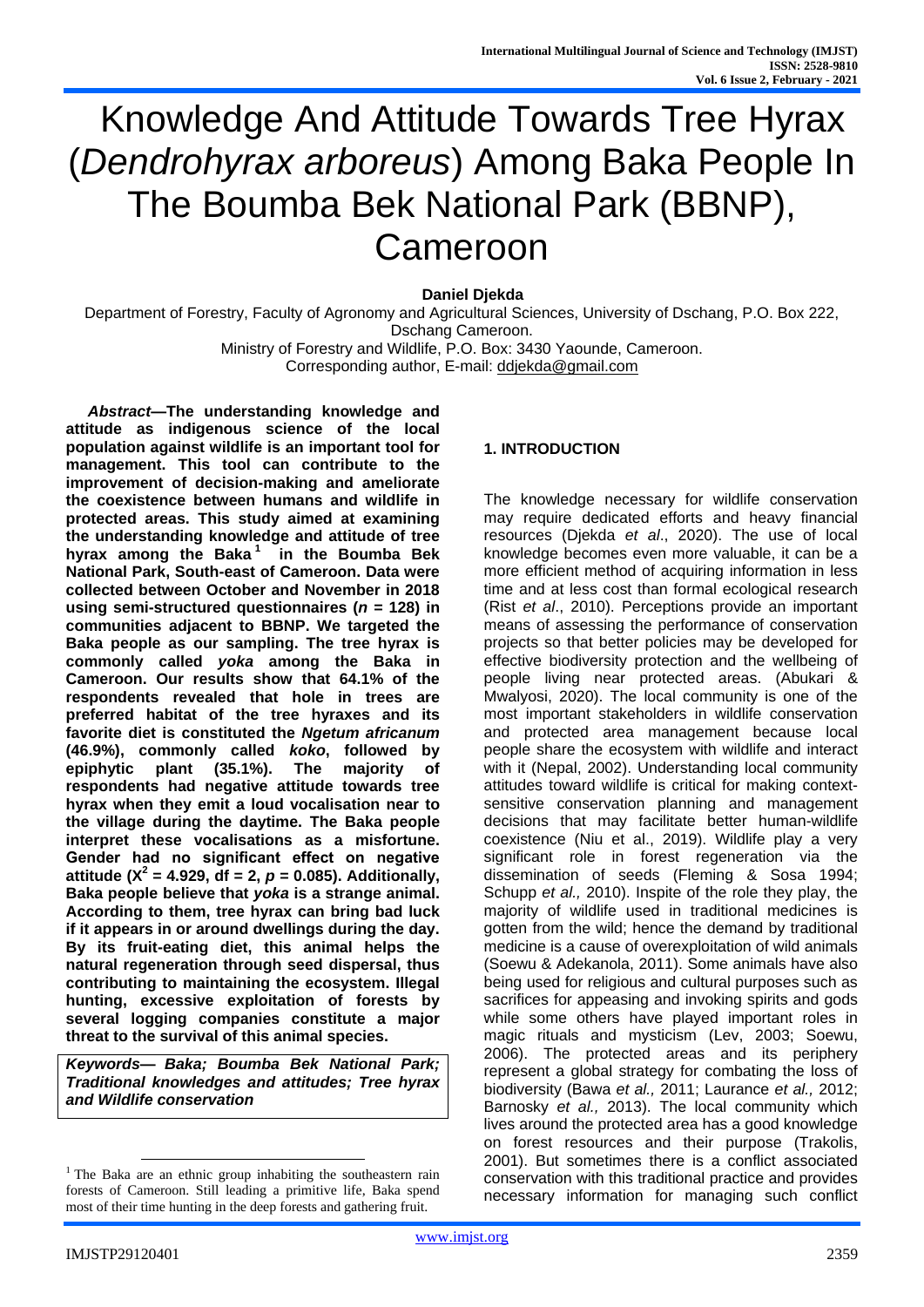# Knowledge And Attitude Towards Tree Hyrax (*Dendrohyrax arboreus*) Among Baka People In The Boumba Bek National Park (BBNP), Cameroon

**Daniel Djekda**

Department of Forestry, Faculty of Agronomy and Agricultural Sciences, University of Dschang, P.O. Box 222, Dschang Cameroon.
Ministry of Forestry and Wildlife, P.O. Box: 3430 Yaounde, Cameroon.
Corresponding author, E-mail: ddjekda@gmail.com

***Abstract*—The understanding knowledge and attitude as indigenous science of the local population against wildlife is an important tool for management. This tool can contribute to the improvement of decision-making and ameliorate the coexistence between humans and wildlife in protected areas. This study aimed at examining the understanding knowledge and attitude of tree hyrax among the Baka[1] in the Boumba Bek National Park, South-east of Cameroon. Data were collected between October and November in 2018 using semi-structured questionnaires (*n* = 128) in communities adjacent to BBNP. We targeted the Baka people as our sampling. The tree hyrax is commonly called *yoka* among the Baka in Cameroon. Our results show that 64.1% of the respondents revealed that hole in trees are preferred habitat of the tree hyraxes and its favorite diet is constituted the *Ngetum africanum* (46.9%), commonly called *koko*, followed by epiphytic plant (35.1%). The majority of respondents had negative attitude towards tree hyrax when they emit a loud vocalisation near to the village during the daytime. The Baka people interpret these vocalisations as a misfortune. Gender had no significant effect on negative attitude ($X^2$ = 4.929, df = 2, *p* = 0.085). Additionally, Baka people believe that *yoka* is a strange animal. According to them, tree hyrax can bring bad luck if it appears in or around dwellings during the day. By its fruit-eating diet, this animal helps the natural regeneration through seed dispersal, thus contributing to maintaining the ecosystem. Illegal hunting, excessive exploitation of forests by several logging companies constitute a major threat to the survival of this animal species.**

***Keywords*— *Baka; Boumba Bek National Park; Traditional knowledges and attitudes; Tree hyrax and Wildlife conservation***

## 1. INTRODUCTION

The knowledge necessary for wildlife conservation may require dedicated efforts and heavy financial resources (Djekda *et al*., 2020). The use of local knowledge becomes even more valuable, it can be a more efficient method of acquiring information in less time and at less cost than formal ecological research (Rist *et al*., 2010). Perceptions provide an important means of assessing the performance of conservation projects so that better policies may be developed for effective biodiversity protection and the wellbeing of people living near protected areas. (Abukari & Mwalyosi, 2020). The local community is one of the most important stakeholders in wildlife conservation and protected area management because local people share the ecosystem with wildlife and interact with it (Nepal, 2002). Understanding local community attitudes toward wildlife is critical for making context-sensitive conservation planning and management decisions that may facilitate better human-wildlife coexistence (Niu et al., 2019). Wildlife play a very significant role in forest regeneration via the dissemination of seeds (Fleming & Sosa 1994; Schupp *et al.,* 2010). Inspite of the role they play, the majority of wildlife used in traditional medicines is gotten from the wild; hence the demand by traditional medicine is a cause of overexploitation of wild animals (Soewu & Adekanola, 2011). Some animals have also being used for religious and cultural purposes such as sacrifices for appeasing and invoking spirits and gods while some others have played important roles in magic rituals and mysticism (Lev, 2003; Soewu, 2006). The protected areas and its periphery represent a global strategy for combating the loss of biodiversity (Bawa *et al.,* 2011; Laurance *et al.,* 2012; Barnosky *et al.,* 2013). The local community which lives around the protected area has a good knowledge on forest resources and their purpose (Trakolis, 2001). But sometimes there is a conflict associated conservation with this traditional practice and provides necessary information for managing such conflict

[1] The Baka are an ethnic group inhabiting the southeastern rain forests of Cameroon. Still leading a primitive life, Baka spend most of their time hunting in the deep forests and gathering fruit.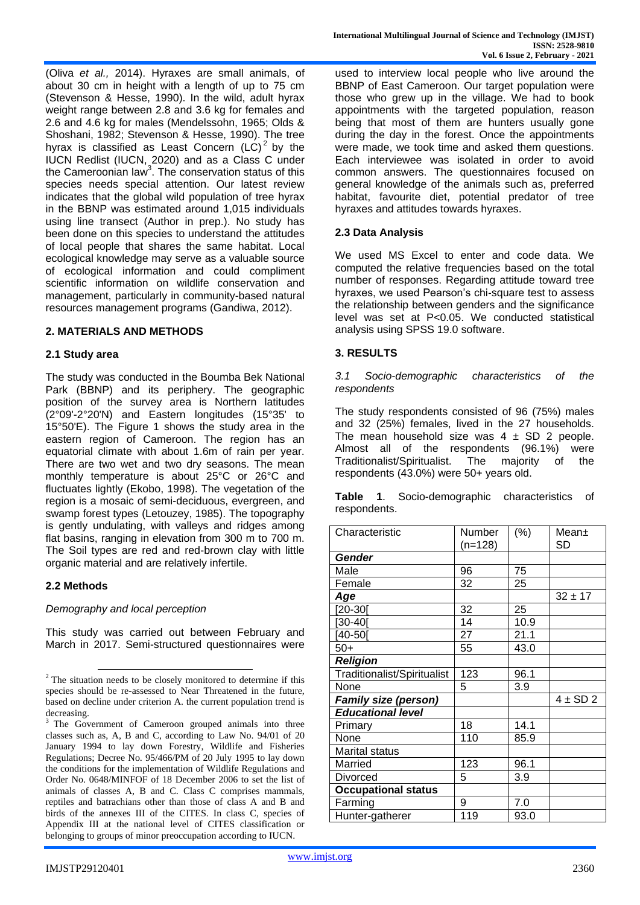(Oliva *et al.,* 2014). Hyraxes are small animals, of about 30 cm in height with a length of up to 75 cm (Stevenson & Hesse, 1990). In the wild, adult hyrax weight range between 2.8 and 3.6 kg for females and 2.6 and 4.6 kg for males (Mendelssohn, 1965; Olds & Shoshani, 1982; Stevenson & Hesse, 1990). The tree hyrax is classified as Least Concern (LC)[2] by the IUCN Redlist (IUCN, 2020) and as a Class C under the Cameroonian law[3]. The conservation status of this species needs special attention. Our latest review indicates that the global wild population of tree hyrax in the BBNP was estimated around 1,015 individuals using line transect (Author in prep.). No study has been done on this species to understand the attitudes of local people that shares the same habitat. Local ecological knowledge may serve as a valuable source of ecological information and could compliment scientific information on wildlife conservation and management, particularly in community-based natural resources management programs (Gandiwa, 2012).

## 2. MATERIALS AND METHODS

### 2.1 Study area

The study was conducted in the Boumba Bek National Park (BBNP) and its periphery. The geographic position of the survey area is Northern latitudes (2°09'-2°20'N) and Eastern longitudes (15°35' to 15°50'E). The Figure 1 shows the study area in the eastern region of Cameroon. The region has an equatorial climate with about 1.6m of rain per year. There are two wet and two dry seasons. The mean monthly temperature is about 25°C or 26°C and fluctuates lightly (Ekobo, 1998). The vegetation of the region is a mosaic of semi-deciduous, evergreen, and swamp forest types (Letouzey, 1985). The topography is gently undulating, with valleys and ridges among flat basins, ranging in elevation from 300 m to 700 m. The Soil types are red and red-brown clay with little organic material and are relatively infertile.

### 2.2 Methods

*Demography and local perception*

This study was carried out between February and March in 2017. Semi-structured questionnaires were used to interview local people who live around the BBNP of East Cameroon. Our target population were those who grew up in the village. We had to book appointments with the targeted population, reason being that most of them are hunters usually gone during the day in the forest. Once the appointments were made, we took time and asked them questions. Each interviewee was isolated in order to avoid common answers. The questionnaires focused on general knowledge of the animals such as, preferred habitat, favourite diet, potential predator of tree hyraxes and attitudes towards hyraxes.

### 2.3 Data Analysis

We used MS Excel to enter and code data. We computed the relative frequencies based on the total number of responses. Regarding attitude toward tree hyraxes, we used Pearson's chi-square test to assess the relationship between genders and the significance level was set at $P<0.05$. We conducted statistical analysis using SPSS 19.0 software.

## 3. RESULTS

*3.1 Socio-demographic characteristics of the respondents*

The study respondents consisted of 96 (75%) males and 32 (25%) females, lived in the 27 households. The mean household size was 4 ± SD 2 people. Almost all of the respondents (96.1%) were Traditionalist/Spiritualist. The majority of the respondents (43.0%) were 50+ years old.

**Table 1**. Socio-demographic characteristics of respondents.

| Characteristic | Number (n=128) | (%) | Mean± SD |
|---|---|---|---|
| ***Gender*** | | | |
| Male | 96 | 75 | |
| Female | 32 | 25 | |
| ***Age*** | | | 32 ± 17 |
| [20-30[ | 32 | 25 | |
| [30-40[ | 14 | 10.9 | |
| [40-50[ | 27 | 21.1 | |
| 50+ | 55 | 43.0 | |
| ***Religion*** | | | |
| Traditionalist/Spiritualist | 123 | 96.1 | |
| None | 5 | 3.9 | |
| ***Family size (person)*** | | | 4 ± SD 2 |
| ***Educational level*** | | | |
| Primary | 18 | 14.1 | |
| None | 110 | 85.9 | |
| Marital status | | | |
| Married | 123 | 96.1 | |
| Divorced | 5 | 3.9 | |
| **Occupational status** | | | |
| Farming | 9 | 7.0 | |
| Hunter-gatherer | 119 | 93.0 | |

[2] The situation needs to be closely monitored to determine if this species should be re-assessed to Near Threatened in the future, based on decline under criterion A. the current population trend is decreasing.

[3] The Government of Cameroon grouped animals into three classes such as, A, B and C, according to Law No. 94/01 of 20 January 1994 to lay down Forestry, Wildlife and Fisheries Regulations; Decree No. 95/466/PM of 20 July 1995 to lay down the conditions for the implementation of Wildlife Regulations and Order No. 0648/MINFOF of 18 December 2006 to set the list of animals of classes A, B and C. Class C comprises mammals, reptiles and batrachians other than those of class A and B and birds of the annexes III of the CITES. In class C, species of Appendix III at the national level of CITES classification or belonging to groups of minor preoccupation according to IUCN.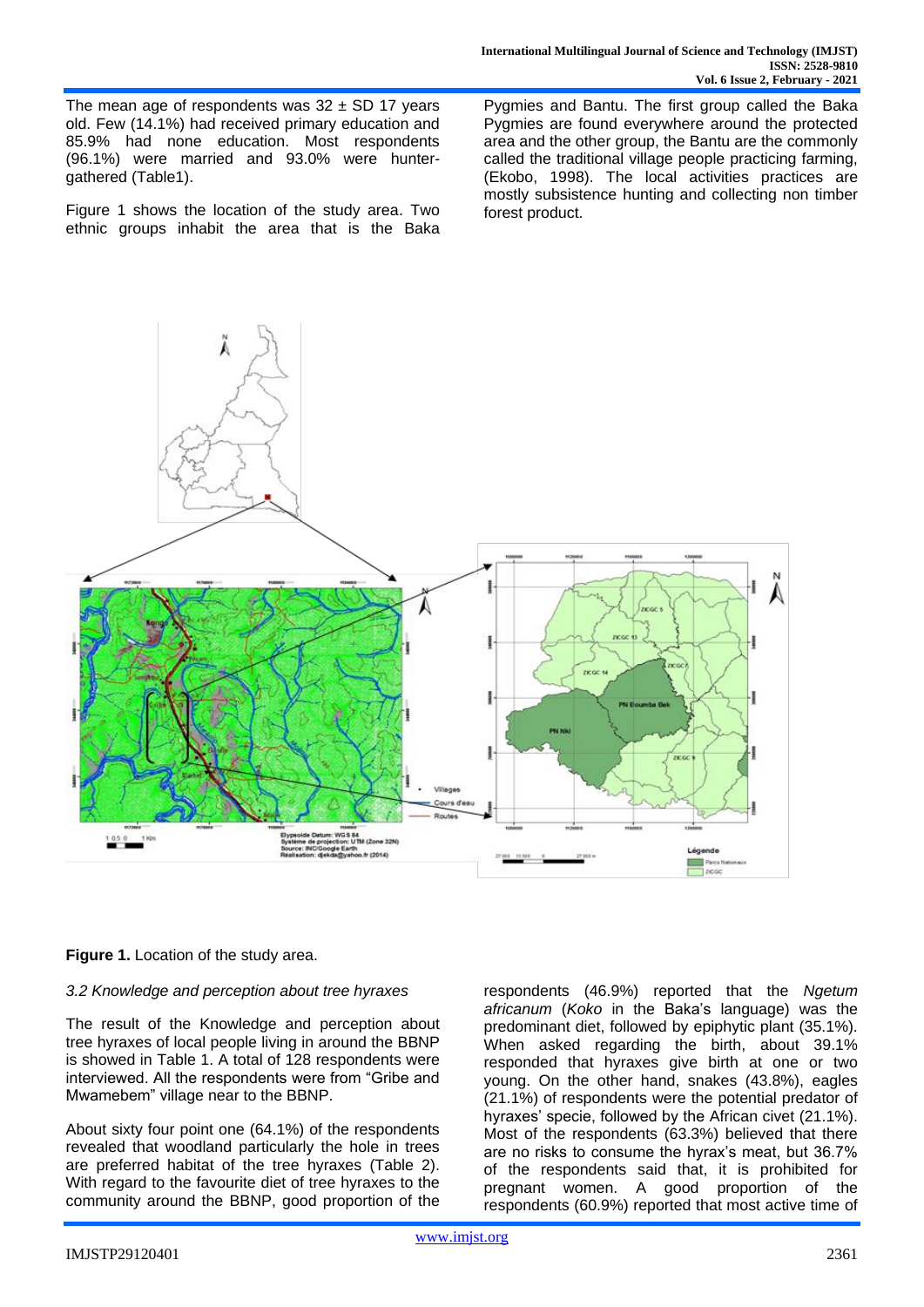The mean age of respondents was 32 ± SD 17 years old. Few (14.1%) had received primary education and 85.9% had none education. Most respondents (96.1%) were married and 93.0% were hunter-gathered (Table1).

Figure 1 shows the location of the study area. Two ethnic groups inhabit the area that is the Baka Pygmies and Bantu. The first group called the Baka Pygmies are found everywhere around the protected area and the other group, the Bantu are the commonly called the traditional village people practicing farming, (Ekobo, 1998). The local activities practices are mostly subsistence hunting and collecting non timber forest product.

**Figure 1.** Location of the study area.

*3.2 Knowledge and perception about tree hyraxes*

The result of the Knowledge and perception about tree hyraxes of local people living in around the BBNP is showed in Table 1. A total of 128 respondents were interviewed. All the respondents were from "Gribe and Mwamebem" village near to the BBNP.

About sixty four point one (64.1%) of the respondents revealed that woodland particularly the hole in trees are preferred habitat of the tree hyraxes (Table 2). With regard to the favourite diet of tree hyraxes to the community around the BBNP, good proportion of the respondents (46.9%) reported that the *Ngetum africanum* (*Koko* in the Baka's language) was the predominant diet, followed by epiphytic plant (35.1%). When asked regarding the birth, about 39.1% responded that hyraxes give birth at one or two young. On the other hand, snakes (43.8%), eagles (21.1%) of respondents were the potential predator of hyraxes' specie, followed by the African civet (21.1%). Most of the respondents (63.3%) believed that there are no risks to consume the hyrax's meat, but 36.7% of the respondents said that, it is prohibited for pregnant women. A good proportion of the respondents (60.9%) reported that most active time of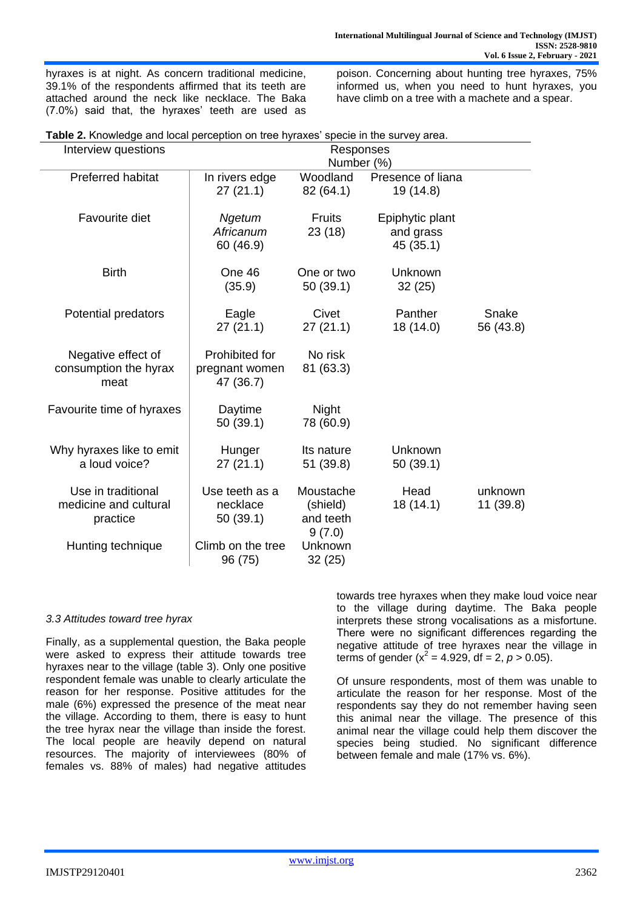hyraxes is at night. As concern traditional medicine, 39.1% of the respondents affirmed that its teeth are attached around the neck like necklace. The Baka (7.0%) said that, the hyraxes' teeth are used as poison. Concerning about hunting tree hyraxes, 75% informed us, when you need to hunt hyraxes, you have climb on a tree with a machete and a spear.

**Table 2.** Knowledge and local perception on tree hyraxes' specie in the survey area.

| Interview questions | Responses Number (%) | | | |
|---|---|---|---|---|
| Preferred habitat | In rivers edge 27 (21.1) | Woodland 82 (64.1) | Presence of liana 19 (14.8) | |
| Favourite diet | *Ngetum Africanum* 60 (46.9) | Fruits 23 (18) | Epiphytic plant and grass 45 (35.1) | |
| Birth | One 46 (35.9) | One or two 50 (39.1) | Unknown 32 (25) | |
| Potential predators | Eagle 27 (21.1) | Civet 27 (21.1) | Panther 18 (14.0) | Snake 56 (43.8) |
| Negative effect of consumption the hyrax meat | Prohibited for pregnant women 47 (36.7) | No risk 81 (63.3) | | |
| Favourite time of hyraxes | Daytime 50 (39.1) | Night 78 (60.9) | | |
| Why hyraxes like to emit a loud voice? | Hunger 27 (21.1) | Its nature 51 (39.8) | Unknown 50 (39.1) | |
| Use in traditional medicine and cultural practice | Use teeth as a necklace 50 (39.1) | Moustache (shield) and teeth 9 (7.0) | Head 18 (14.1) | unknown 11 (39.8) |
| Hunting technique | Climb on the tree 96 (75) | Unknown 32 (25) | | |

*3.3 Attitudes toward tree hyrax*

Finally, as a supplemental question, the Baka people were asked to express their attitude towards tree hyraxes near to the village (table 3). Only one positive respondent female was unable to clearly articulate the reason for her response. Positive attitudes for the male (6%) expressed the presence of the meat near the village. According to them, there is easy to hunt the tree hyrax near the village than inside the forest. The local people are heavily depend on natural resources. The majority of interviewees (80% of females vs. 88% of males) had negative attitudes towards tree hyraxes when they make loud voice near to the village during daytime. The Baka people interprets these strong vocalisations as a misfortune. There were no significant differences regarding the negative attitude of tree hyraxes near the village in terms of gender ($x^2 = 4.929$, df = 2, $p > 0.05$).

Of unsure respondents, most of them was unable to articulate the reason for her response. Most of the respondents say they do not remember having seen this animal near the village. The presence of this animal near the village could help them discover the species being studied. No significant difference between female and male (17% vs. 6%).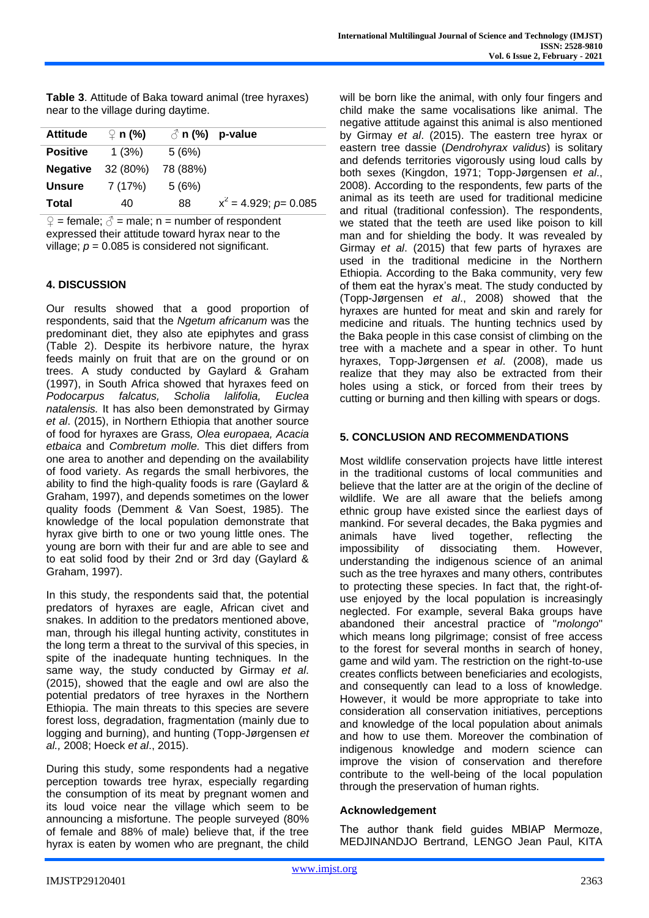**Table 3**. Attitude of Baka toward animal (tree hyraxes) near to the village during daytime.

| Attitude | ♀ n (%) | ♂ n (%) | p-value |
|---|---|---|---|
| **Positive** | 1 (3%) | 5 (6%) | |
| **Negative** | 32 (80%) | 78 (88%) | |
| **Unsure** | 7 (17%) | 5 (6%) | |
| **Total** | 40 | 88 | $x^2 = 4.929$; $p = 0.085$ |

♀ = female; ♂ = male; n = number of respondent expressed their attitude toward hyrax near to the village; $p = 0.085$ is considered not significant.

## 4. DISCUSSION

Our results showed that a good proportion of respondents, said that the *Ngetum africanum* was the predominant diet, they also ate epiphytes and grass (Table 2). Despite its herbivore nature, the hyrax feeds mainly on fruit that are on the ground or on trees. A study conducted by Gaylard & Graham (1997), in South Africa showed that hyraxes feed on *Podocarpus falcatus, Scholia lalifolia, Euclea natalensis.* It has also been demonstrated by Girmay *et al*. (2015), in Northern Ethiopia that another source of food for hyraxes are Grass*, Olea europaea, Acacia etbaica* and *Combretum molle.* This diet differs from one area to another and depending on the availability of food variety. As regards the small herbivores, the ability to find the high-quality foods is rare (Gaylard & Graham, 1997), and depends sometimes on the lower quality foods (Demment & Van Soest, 1985). The knowledge of the local population demonstrate that hyrax give birth to one or two young little ones. The young are born with their fur and are able to see and to eat solid food by their 2nd or 3rd day (Gaylard & Graham, 1997).

In this study, the respondents said that, the potential predators of hyraxes are eagle, African civet and snakes. In addition to the predators mentioned above, man, through his illegal hunting activity, constitutes in the long term a threat to the survival of this species, in spite of the inadequate hunting techniques. In the same way, the study conducted by Girmay *et al*. (2015), showed that the eagle and owl are also the potential predators of tree hyraxes in the Northern Ethiopia. The main threats to this species are severe forest loss, degradation, fragmentation (mainly due to logging and burning), and hunting (Topp-Jørgensen *et al.,* 2008; Hoeck *et al*., 2015).

During this study, some respondents had a negative perception towards tree hyrax, especially regarding the consumption of its meat by pregnant women and its loud voice near the village which seem to be announcing a misfortune. The people surveyed (80% of female and 88% of male) believe that, if the tree hyrax is eaten by women who are pregnant, the child will be born like the animal, with only four fingers and child make the same vocalisations like animal. The negative attitude against this animal is also mentioned by Girmay *et al*. (2015). The eastern tree hyrax or eastern tree dassie (*Dendrohyrax validus*) is solitary and defends territories vigorously using loud calls by both sexes (Kingdon, 1971; Topp-Jørgensen *et al*., 2008). According to the respondents, few parts of the animal as its teeth are used for traditional medicine and ritual (traditional confession). The respondents, we stated that the teeth are used like poison to kill man and for shielding the body. It was revealed by Girmay *et al*. (2015) that few parts of hyraxes are used in the traditional medicine in the Northern Ethiopia. According to the Baka community, very few of them eat the hyrax's meat. The study conducted by (Topp-Jørgensen *et al*., 2008) showed that the hyraxes are hunted for meat and skin and rarely for medicine and rituals. The hunting technics used by the Baka people in this case consist of climbing on the tree with a machete and a spear in other. To hunt hyraxes, Topp-Jørgensen *et al*. (2008), made us realize that they may also be extracted from their holes using a stick, or forced from their trees by cutting or burning and then killing with spears or dogs.

## 5. CONCLUSION AND RECOMMENDATIONS

Most wildlife conservation projects have little interest in the traditional customs of local communities and believe that the latter are at the origin of the decline of wildlife. We are all aware that the beliefs among ethnic group have existed since the earliest days of mankind. For several decades, the Baka pygmies and animals have lived together, reflecting the impossibility of dissociating them. However, understanding the indigenous science of an animal such as the tree hyraxes and many others, contributes to protecting these species. In fact that, the right-of-use enjoyed by the local population is increasingly neglected. For example, several Baka groups have abandoned their ancestral practice of "*molongo*" which means long pilgrimage; consist of free access to the forest for several months in search of honey, game and wild yam. The restriction on the right-to-use creates conflicts between beneficiaries and ecologists, and consequently can lead to a loss of knowledge. However, it would be more appropriate to take into consideration all conservation initiatives, perceptions and knowledge of the local population about animals and how to use them. Moreover the combination of indigenous knowledge and modern science can improve the vision of conservation and therefore contribute to the well-being of the local population through the preservation of human rights.

### Acknowledgement

The author thank field guides MBIAP Mermoze, MEDJINANDJO Bertrand, LENGO Jean Paul, KITA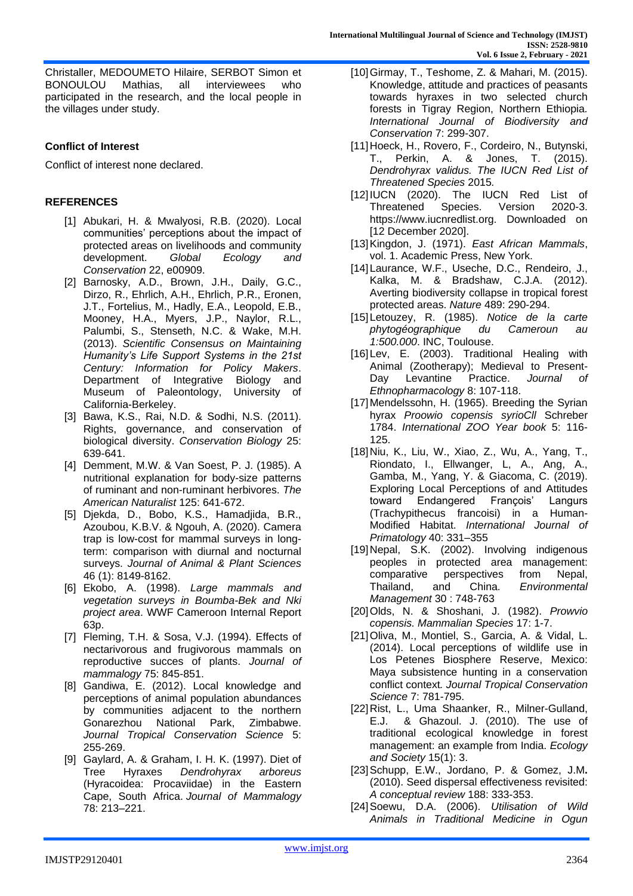Christaller, MEDOUMETO Hilaire, SERBOT Simon et BONOULOU Mathias, all interviewees who participated in the research, and the local people in the villages under study.

### Conflict of Interest

Conflict of interest none declared.

### REFERENCES

[1] Abukari, H. & Mwalyosi, R.B. (2020). Local communities' perceptions about the impact of protected areas on livelihoods and community development. *Global Ecology and Conservation* 22, e00909.

[2] Barnosky, A.D., Brown, J.H., Daily, G.C., Dirzo, R., Ehrlich, A.H., Ehrlich, P.R., Eronen, J.T., Fortelius, M., Hadly, E.A., Leopold, E.B., Mooney, H.A., Myers, J.P., Naylor, R.L., Palumbi, S., Stenseth, N.C. & Wake, M.H. (2013). *Scientific Consensus on Maintaining Humanity's Life Support Systems in the 21st Century: Information for Policy Makers*. Department of Integrative Biology and Museum of Paleontology, University of California-Berkeley.

[3] Bawa, K.S., Rai, N.D. & Sodhi, N.S. (2011). Rights, governance, and conservation of biological diversity. *Conservation Biology* 25: 639-641.

[4] Demment, M.W. & Van Soest, P. J. (1985). A nutritional explanation for body-size patterns of ruminant and non-ruminant herbivores. *The American Naturalist* 125: 641-672.

[5] Djekda, D., Bobo, K.S., Hamadjida, B.R., Azoubou, K.B.V. & Ngouh, A. (2020). Camera trap is low-cost for mammal surveys in long-term: comparison with diurnal and nocturnal surveys. *Journal of Animal & Plant Sciences* 46 (1): 8149-8162.

[6] Ekobo, A. (1998). *Large mammals and vegetation surveys in Boumba-Bek and Nki project area*. WWF Cameroon Internal Report 63p.

[7] Fleming, T.H. & Sosa, V.J. (1994). Effects of nectarivorous and frugivorous mammals on reproductive succes of plants. *Journal of mammalogy* 75: 845-851.

[8] Gandiwa, E. (2012). Local knowledge and perceptions of animal population abundances by communities adjacent to the northern Gonarezhou National Park, Zimbabwe. *Journal Tropical Conservation Science* 5: 255-269.

[9] Gaylard, A. & Graham, I. H. K. (1997). Diet of Tree Hyraxes *Dendrohyrax arboreus* (Hyracoidea: Procaviidae) in the Eastern Cape, South Africa. *Journal of Mammalogy* 78: 213–221.

[10] Girmay, T., Teshome, Z. & Mahari, M. (2015). Knowledge, attitude and practices of peasants towards hyraxes in two selected church forests in Tigray Region, Northern Ethiopia. *International Journal of Biodiversity and Conservation* 7: 299-307.

[11] Hoeck, H., Rovero, F., Cordeiro, N., Butynski, T., Perkin, A. & Jones, T. (2015). *Dendrohyrax validus. The IUCN Red List of Threatened Species* 2015.

[12] IUCN (2020). The IUCN Red List of Threatened Species. Version 2020-3. https://www.iucnredlist.org. Downloaded on [12 December 2020].

[13] Kingdon, J. (1971). *East African Mammals*, vol. 1. Academic Press, New York.

[14] Laurance, W.F., Useche, D.C., Rendeiro, J., Kalka, M. & Bradshaw, C.J.A. (2012). Averting biodiversity collapse in tropical forest protected areas. *Nature* 489: 290-294.

[15] Letouzey, R. (1985). *Notice de la carte phytogéographique du Cameroun au 1:500.000*. INC, Toulouse.

[16] Lev, E. (2003). Traditional Healing with Animal (Zootherapy); Medieval to Present-Day Levantine Practice. *Journal of Ethnopharmacology* 8: 107-118.

[17] Mendelssohn, H. (1965). Breeding the Syrian hyrax *Proowio copensis syrioCll* Schreber 1784. *International ZOO Year book* 5: 116-125.

[18] Niu, K., Liu, W., Xiao, Z., Wu, A., Yang, T., Riondato, I., Ellwanger, L, A., Ang, A., Gamba, M., Yang, Y. & Giacoma, C. (2019). Exploring Local Perceptions of and Attitudes toward Endangered François' Langurs (Trachypithecus francoisi) in a Human-Modified Habitat. *International Journal of Primatology* 40: 331–355

[19] Nepal, S.K. (2002). Involving indigenous peoples in protected area management: comparative perspectives from Nepal, Thailand, and China. *Environmental Management* 30 : 748-763

[20] Olds, N. & Shoshani, J. (1982). *Prowvio copensis. Mammalian Species* 17: 1-7.

[21] Oliva, M., Montiel, S., Garcia, A. & Vidal, L. (2014). Local perceptions of wildlife use in Los Petenes Biosphere Reserve, Mexico: Maya subsistence hunting in a conservation conflict context*. Journal Tropical Conservation Science* 7: 781-795.

[22] Rist, L., Uma Shaanker, R., Milner-Gulland, E.J. & Ghazoul. J. (2010). The use of traditional ecological knowledge in forest management: an example from India. *Ecology and Society* 15(1): 3.

[23] Schupp, E.W., Jordano, P. & Gomez, J.M**.** (2010). Seed dispersal effectiveness revisited: *A conceptual review* 188: 333-353.

[24] Soewu, D.A. (2006). *Utilisation of Wild Animals in Traditional Medicine in Ogun*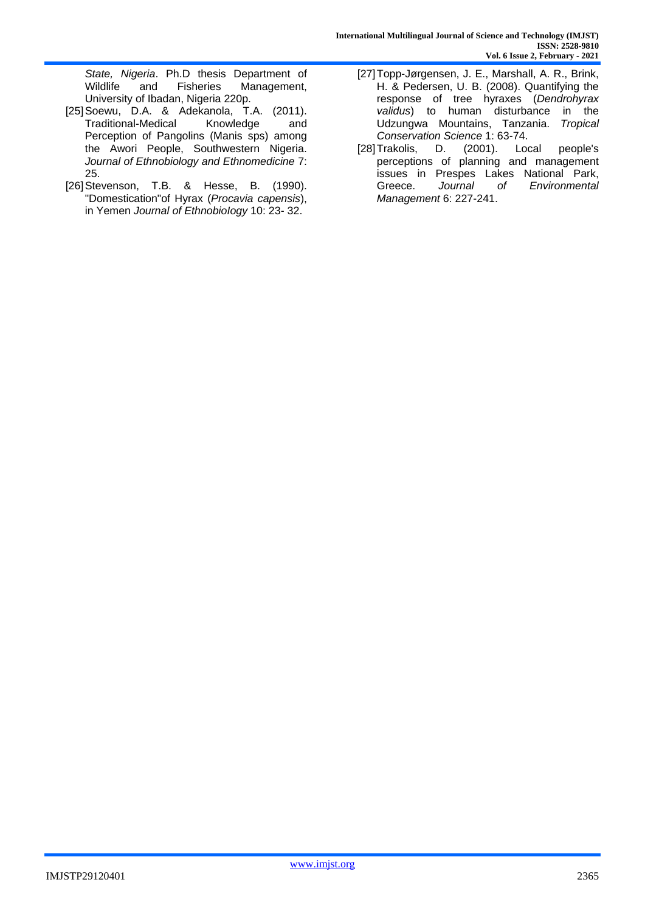*State, Nigeria*. Ph.D thesis Department of Wildlife and Fisheries Management, University of Ibadan, Nigeria 220p.

[25] Soewu, D.A. & Adekanola, T.A. (2011). Traditional-Medical Knowledge and Perception of Pangolins (Manis sps) among the Awori People, Southwestern Nigeria. *Journal of Ethnobiology and Ethnomedicine* 7: 25.

[26] Stevenson, T.B. & Hesse, B. (1990). "Domestication"of Hyrax (*Procavia capensis*), in Yemen *Journal of Ethnobiology* 10: 23- 32.

[27] Topp-Jørgensen, J. E., Marshall, A. R., Brink, H. & Pedersen, U. B. (2008). Quantifying the response of tree hyraxes (*Dendrohyrax validus*) to human disturbance in the Udzungwa Mountains, Tanzania. *Tropical Conservation Science* 1: 63-74.

[28] Trakolis, D. (2001). Local people's perceptions of planning and management issues in Prespes Lakes National Park, Greece. *Journal of Environmental Management* 6: 227-241.